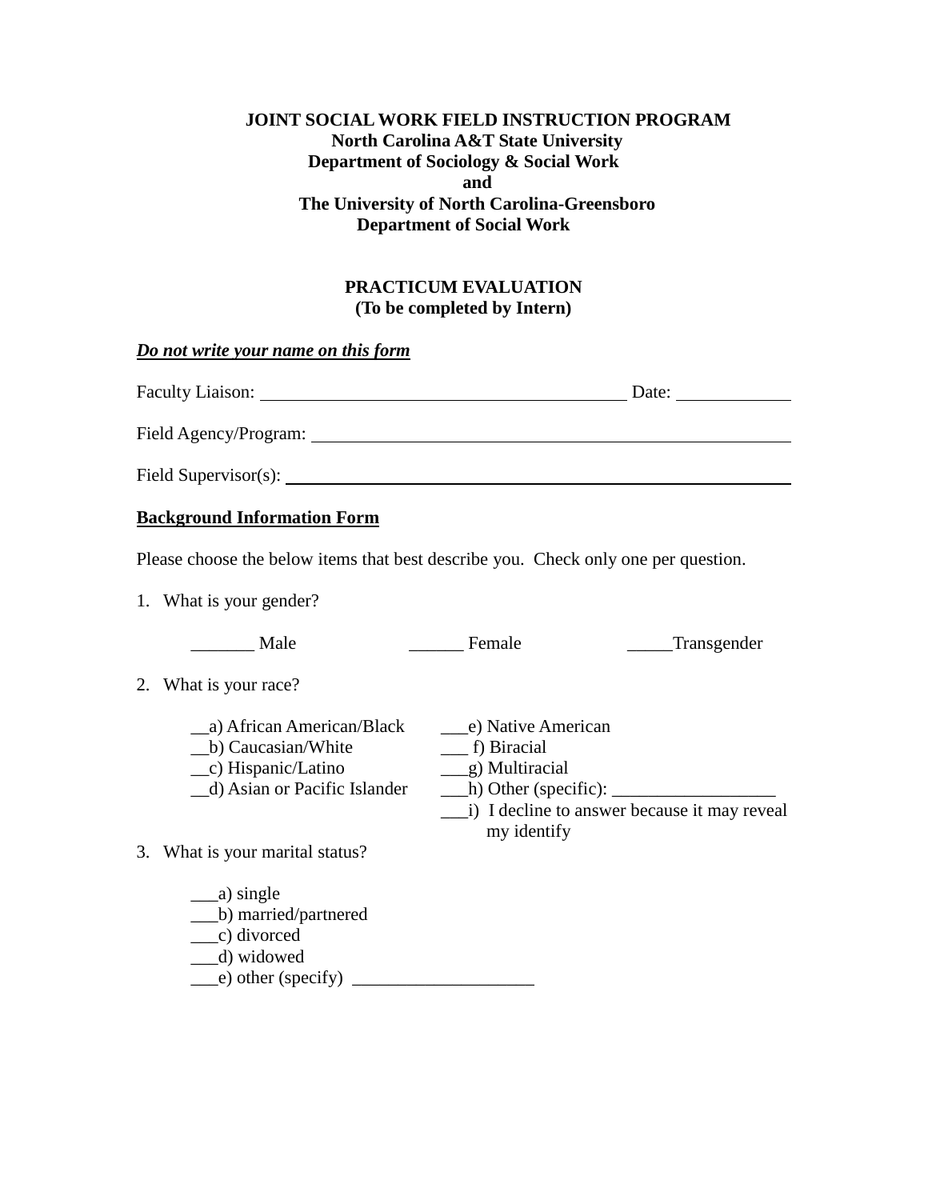**JOINT SOCIAL WORK FIELD INSTRUCTION PROGRAM**
**North Carolina A&T State University**
**Department of Sociology & Social Work**
**and**
**The University of North Carolina-Greensboro**
**Department of Social Work**

**PRACTICUM EVALUATION**
**(To be completed by Intern)**

***Do not write your name on this form***

Faculty Liaison: ________________________________________ Date: ____________

Field Agency/Program: ________________________________________________

Field Supervisor(s): __________________________________________________

**Background Information Form**

Please choose the below items that best describe you. Check only one per question.

1. What is your gender?

   _______ Male ______ Female _____Transgender

2. What is your race?

   __a) African American/Black
   __b) Caucasian/White
   __c) Hispanic/Latino
   __d) Asian or Pacific Islander
   ___e) Native American
   ___ f) Biracial
   ___g) Multiracial
   ___h) Other (specific): _________________
   ___i) I decline to answer because it may reveal my identify

3. What is your marital status?

   ___a) single
   ___b) married/partnered
   ___c) divorced
   ___d) widowed
   ___e) other (specify) ____________________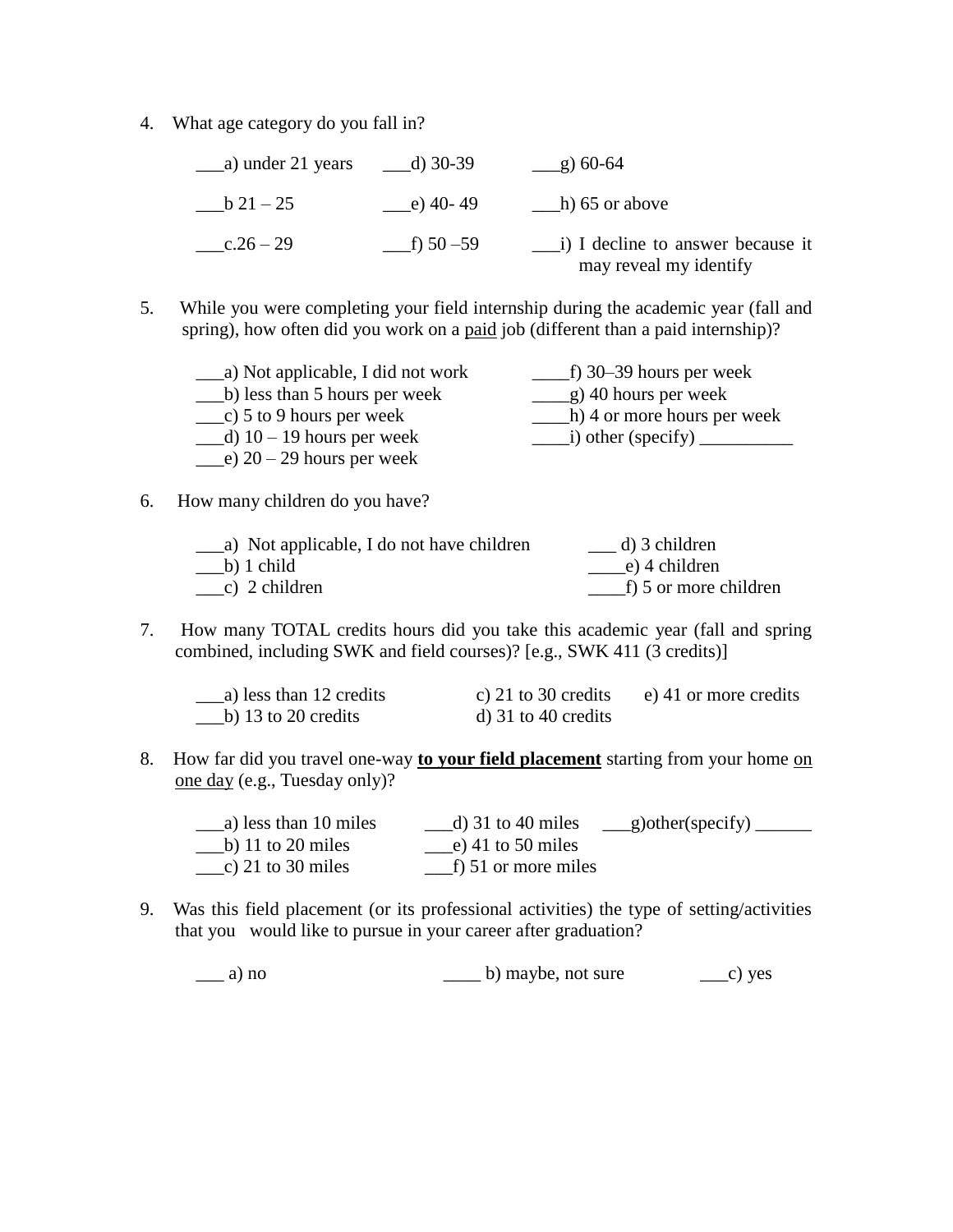4. What age category do you fall in?

   ___a) under 21 years ___d) 30-39 ___g) 60-64

   ___b 21 – 25 ___e) 40- 49 ___h) 65 or above

   ___c.26 – 29 ___f) 50 –59 ___i) I decline to answer because it may reveal my identify

5. While you were completing your field internship during the academic year (fall and spring), how often did you work on a <u>paid</u> job (different than a paid internship)?

   ___a) Not applicable, I did not work
   ___b) less than 5 hours per week
   ___c) 5 to 9 hours per week
   ___d) 10 – 19 hours per week
   ___e) 20 – 29 hours per week
   ____f) 30–39 hours per week
   ____g) 40 hours per week
   ____h) 4 or more hours per week
   ____i) other (specify) __________

6. How many children do you have?

   ___a) Not applicable, I do not have children
   ___b) 1 child
   ___c) 2 children
   ___ d) 3 children
   ____e) 4 children
   ____f) 5 or more children

7. How many TOTAL credits hours did you take this academic year (fall and spring combined, including SWK and field courses)? [e.g., SWK 411 (3 credits)]

   ___a) less than 12 credits
   ___b) 13 to 20 credits
   c) 21 to 30 credits
   d) 31 to 40 credits
   e) 41 or more credits

8. How far did you travel one-way **<u>to your field placement</u>** starting from your home <u>on one day</u> (e.g., Tuesday only)?

   ___a) less than 10 miles
   ___b) 11 to 20 miles
   ___c) 21 to 30 miles
   ___d) 31 to 40 miles
   ___e) 41 to 50 miles
   ___f) 51 or more miles
   ___g)other(specify) ______

9. Was this field placement (or its professional activities) the type of setting/activities that you would like to pursue in your career after graduation?

   ___ a) no ____ b) maybe, not sure ___c) yes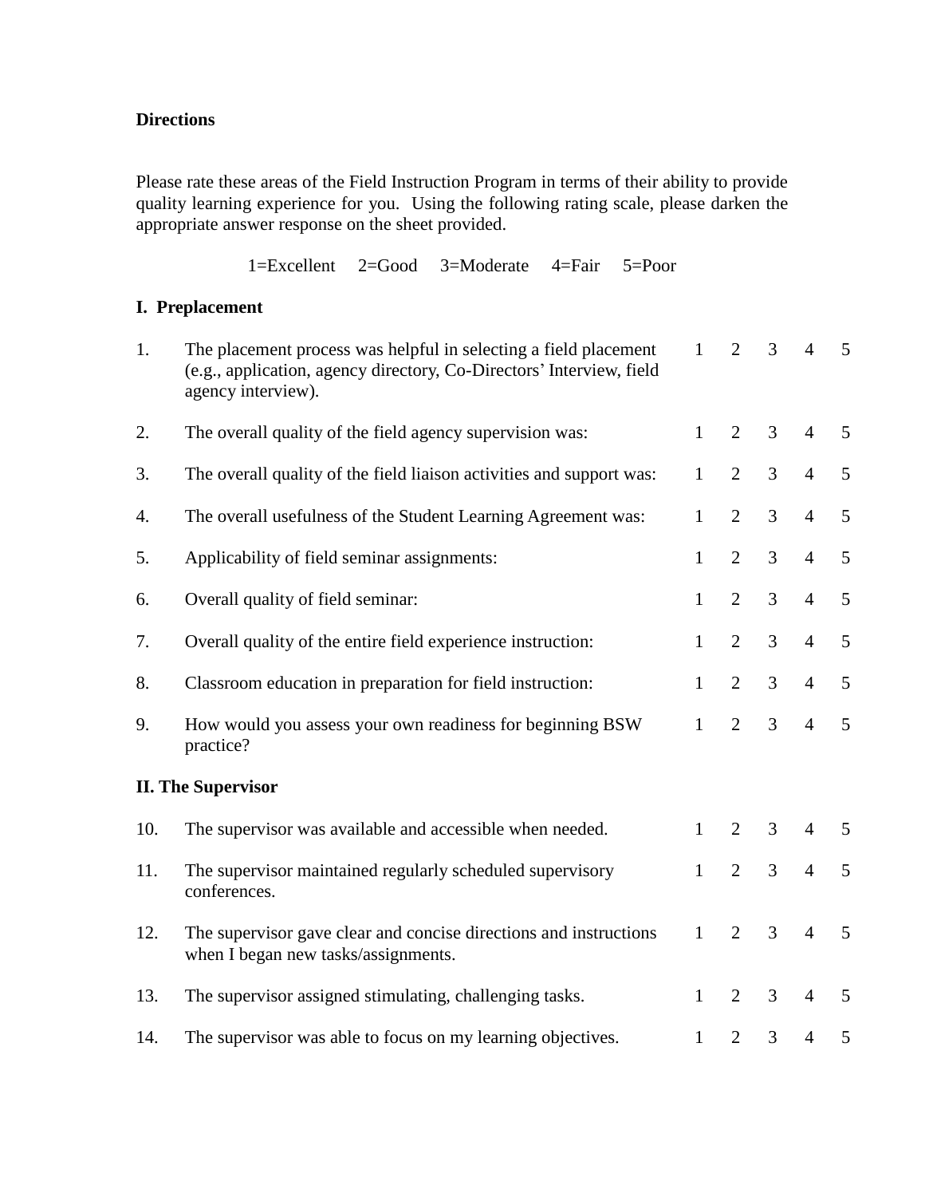**Directions**

Please rate these areas of the Field Instruction Program in terms of their ability to provide quality learning experience for you. Using the following rating scale, please darken the appropriate answer response on the sheet provided.

1=Excellent 2=Good 3=Moderate 4=Fair 5=Poor

**I. Preplacement**

| | | | | | | |
|---|---|---|---|---|---|---|
| 1. | The placement process was helpful in selecting a field placement (e.g., application, agency directory, Co-Directors' Interview, field agency interview). | 1 | 2 | 3 | 4 | 5 |
| 2. | The overall quality of the field agency supervision was: | 1 | 2 | 3 | 4 | 5 |
| 3. | The overall quality of the field liaison activities and support was: | 1 | 2 | 3 | 4 | 5 |
| 4. | The overall usefulness of the Student Learning Agreement was: | 1 | 2 | 3 | 4 | 5 |
| 5. | Applicability of field seminar assignments: | 1 | 2 | 3 | 4 | 5 |
| 6. | Overall quality of field seminar: | 1 | 2 | 3 | 4 | 5 |
| 7. | Overall quality of the entire field experience instruction: | 1 | 2 | 3 | 4 | 5 |
| 8. | Classroom education in preparation for field instruction: | 1 | 2 | 3 | 4 | 5 |
| 9. | How would you assess your own readiness for beginning BSW practice? | 1 | 2 | 3 | 4 | 5 |

**II. The Supervisor**

| | | | | | | |
|---|---|---|---|---|---|---|
| 10. | The supervisor was available and accessible when needed. | 1 | 2 | 3 | 4 | 5 |
| 11. | The supervisor maintained regularly scheduled supervisory conferences. | 1 | 2 | 3 | 4 | 5 |
| 12. | The supervisor gave clear and concise directions and instructions when I began new tasks/assignments. | 1 | 2 | 3 | 4 | 5 |
| 13. | The supervisor assigned stimulating, challenging tasks. | 1 | 2 | 3 | 4 | 5 |
| 14. | The supervisor was able to focus on my learning objectives. | 1 | 2 | 3 | 4 | 5 |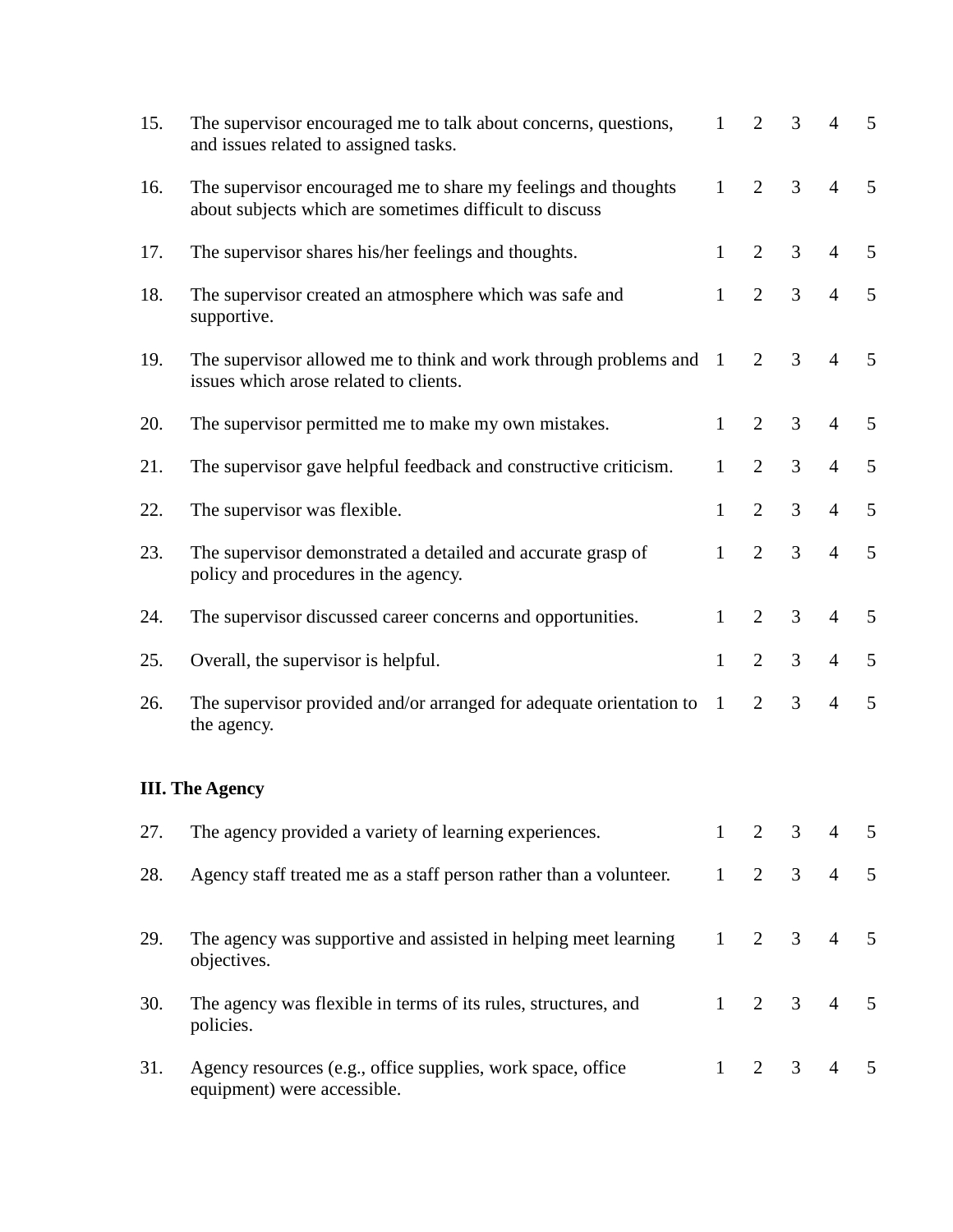| | | | | | | |
|---|---|---|---|---|---|---|
| 15. | The supervisor encouraged me to talk about concerns, questions, and issues related to assigned tasks. | 1 | 2 | 3 | 4 | 5 |
| 16. | The supervisor encouraged me to share my feelings and thoughts about subjects which are sometimes difficult to discuss | 1 | 2 | 3 | 4 | 5 |
| 17. | The supervisor shares his/her feelings and thoughts. | 1 | 2 | 3 | 4 | 5 |
| 18. | The supervisor created an atmosphere which was safe and supportive. | 1 | 2 | 3 | 4 | 5 |
| 19. | The supervisor allowed me to think and work through problems and issues which arose related to clients. | 1 | 2 | 3 | 4 | 5 |
| 20. | The supervisor permitted me to make my own mistakes. | 1 | 2 | 3 | 4 | 5 |
| 21. | The supervisor gave helpful feedback and constructive criticism. | 1 | 2 | 3 | 4 | 5 |
| 22. | The supervisor was flexible. | 1 | 2 | 3 | 4 | 5 |
| 23. | The supervisor demonstrated a detailed and accurate grasp of policy and procedures in the agency. | 1 | 2 | 3 | 4 | 5 |
| 24. | The supervisor discussed career concerns and opportunities. | 1 | 2 | 3 | 4 | 5 |
| 25. | Overall, the supervisor is helpful. | 1 | 2 | 3 | 4 | 5 |
| 26. | The supervisor provided and/or arranged for adequate orientation to the agency. | 1 | 2 | 3 | 4 | 5 |

**III. The Agency**

| | | | | | | |
|---|---|---|---|---|---|---|
| 27. | The agency provided a variety of learning experiences. | 1 | 2 | 3 | 4 | 5 |
| 28. | Agency staff treated me as a staff person rather than a volunteer. | 1 | 2 | 3 | 4 | 5 |
| 29. | The agency was supportive and assisted in helping meet learning objectives. | 1 | 2 | 3 | 4 | 5 |
| 30. | The agency was flexible in terms of its rules, structures, and policies. | 1 | 2 | 3 | 4 | 5 |
| 31. | Agency resources (e.g., office supplies, work space, office equipment) were accessible. | 1 | 2 | 3 | 4 | 5 |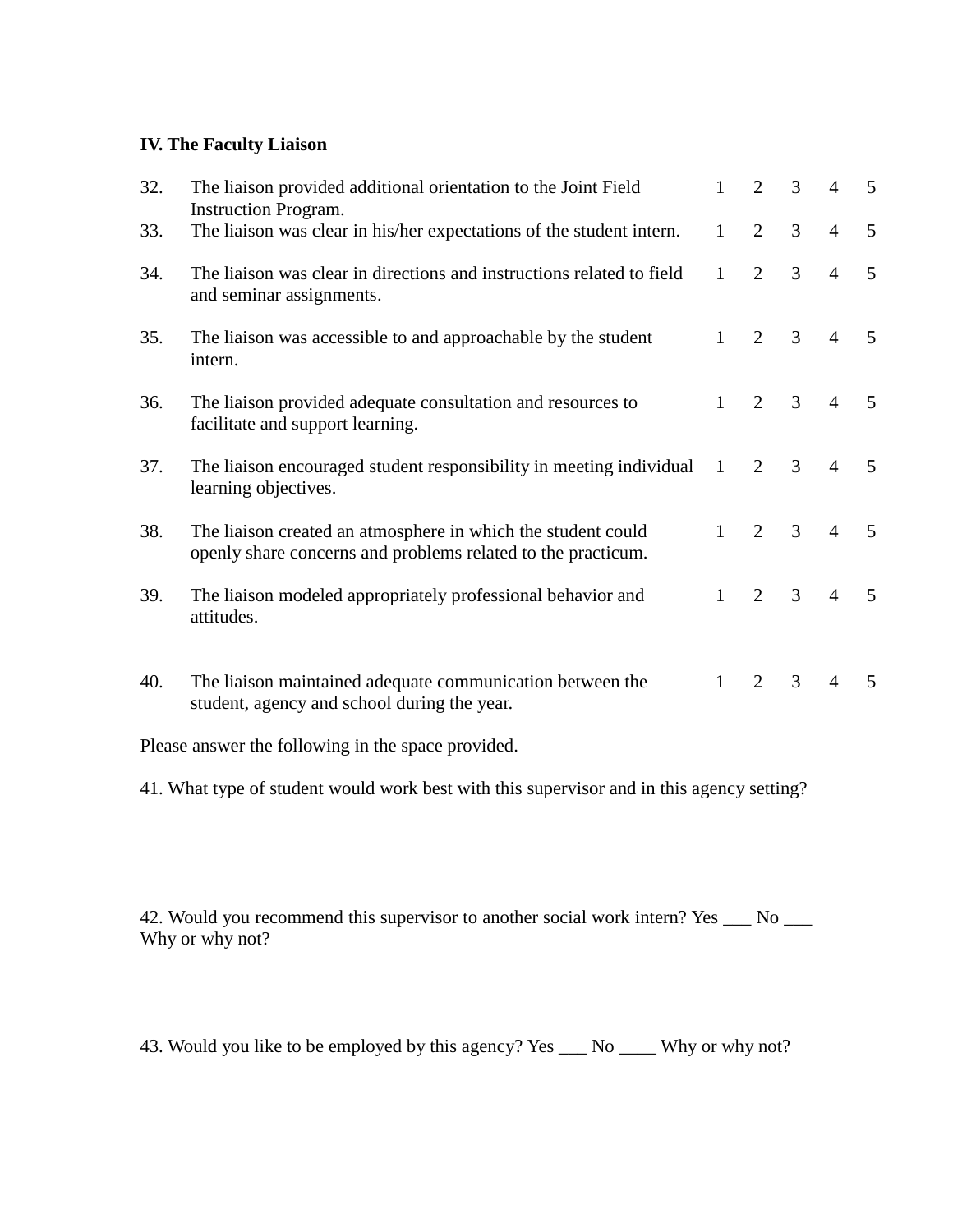**IV. The Faculty Liaison**

| | | | | | | |
|---|---|---|---|---|---|---|
| 32. | The liaison provided additional orientation to the Joint Field Instruction Program. | 1 | 2 | 3 | 4 | 5 |
| 33. | The liaison was clear in his/her expectations of the student intern. | 1 | 2 | 3 | 4 | 5 |
| 34. | The liaison was clear in directions and instructions related to field and seminar assignments. | 1 | 2 | 3 | 4 | 5 |
| 35. | The liaison was accessible to and approachable by the student intern. | 1 | 2 | 3 | 4 | 5 |
| 36. | The liaison provided adequate consultation and resources to facilitate and support learning. | 1 | 2 | 3 | 4 | 5 |
| 37. | The liaison encouraged student responsibility in meeting individual learning objectives. | 1 | 2 | 3 | 4 | 5 |
| 38. | The liaison created an atmosphere in which the student could openly share concerns and problems related to the practicum. | 1 | 2 | 3 | 4 | 5 |
| 39. | The liaison modeled appropriately professional behavior and attitudes. | 1 | 2 | 3 | 4 | 5 |
| 40. | The liaison maintained adequate communication between the student, agency and school during the year. | 1 | 2 | 3 | 4 | 5 |

Please answer the following in the space provided.

41. What type of student would work best with this supervisor and in this agency setting?

42. Would you recommend this supervisor to another social work intern? Yes ___ No ___
Why or why not?

43. Would you like to be employed by this agency? Yes ___ No ____ Why or why not?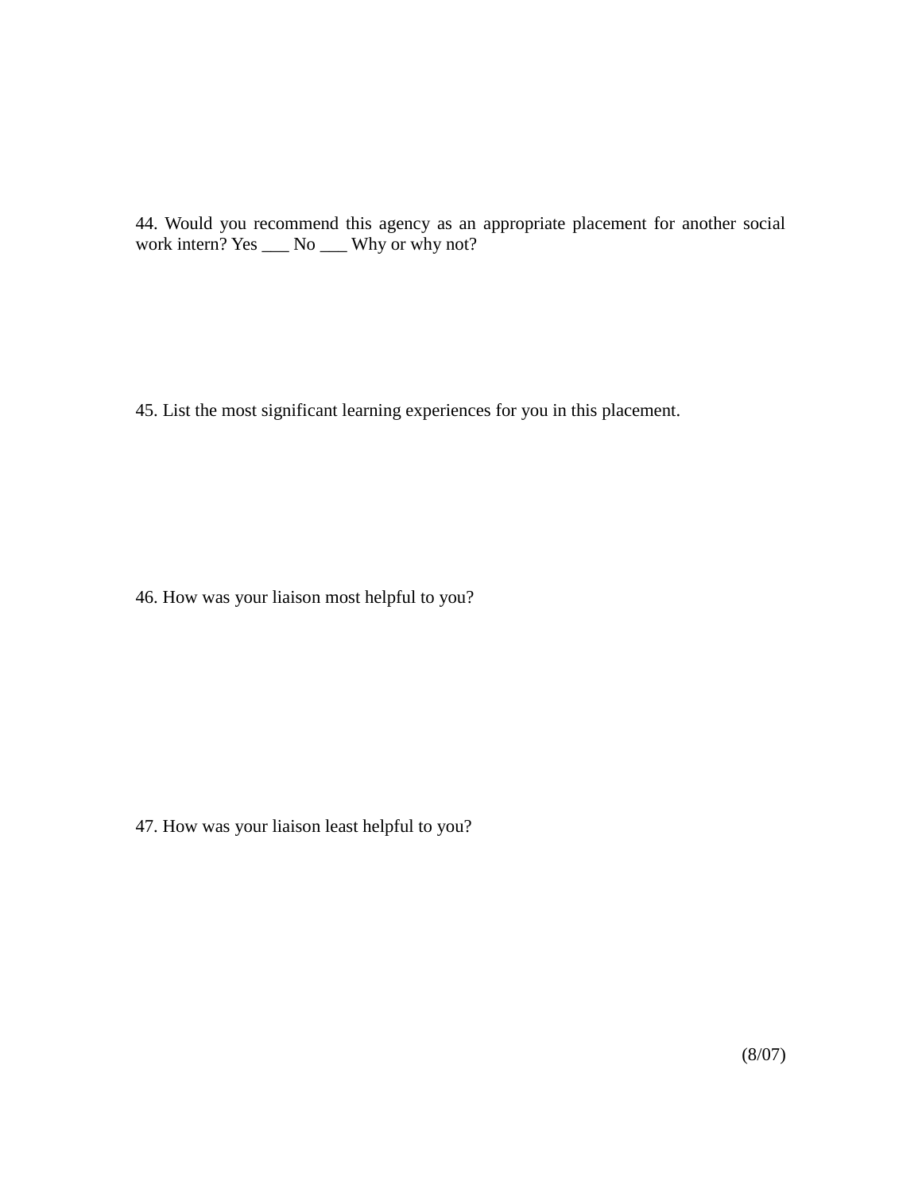44. Would you recommend this agency as an appropriate placement for another social work intern? Yes ___ No ___ Why or why not?

45. List the most significant learning experiences for you in this placement.

46. How was your liaison most helpful to you?

47. How was your liaison least helpful to you?

(8/07)